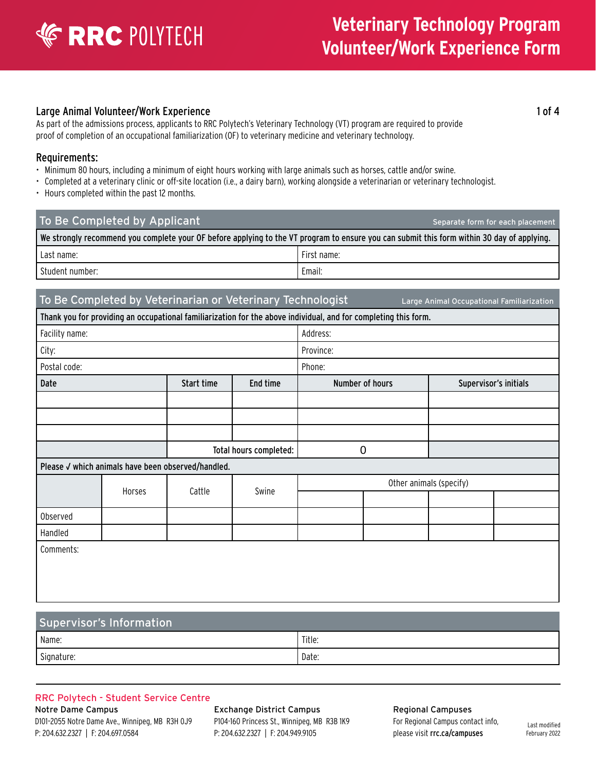# RRC POLYTECH

# Veterinary Technology Program Volunteer/Work Experience Form

## Large Animal Volunteer/Work Experience

As part of the admissions process, applicants to RRC Polytech's Veterinary Technology (VT) program are required to provide proof of completion of an occupational familiarization (OF) to veterinary medicine and veterinary technology.

### Requirements:

- Minimum 80 hours, including a minimum of eight hours working with large animals such as horses, cattle and/or swine.
- Completed at a veterinary clinic or off-site location (i.e., a dairy barn), working alongside a veterinarian or veterinary technologist.
- Hours completed within the past 12 months.

### To Be Completed by Applicant

Separate form for each placement

**We strongly recommend you complete your OF before applying to the VT program to ensure you can submit this form within 30 day of applying.**

| Last name: | First name: |
|---|---|
| Student number: | Email: |

### To Be Completed by Veterinarian or Veterinary Technologist

Large Animal Occupational Familiarization

**Thank you for providing an occupational familiarization for the above individual, and for completing this form.**

| Facility name: | Address: |
|---|---|
| City: | Province: |
| Postal code: | Phone: |

| Date | Start time | End time | Number of hours | Supervisor's initials |
|---|---|---|---|---|
| | | | | |
| | | | | |
| | | | | |
| | | Total hours completed: | 0 | |

**Please √ which animals have been observed/handled.**

| | Horses | Cattle | Swine | Other animals (specify) | | | |
|---|---|---|---|---|---|---|---|
| | | | | | | | |
| Observed | | | | | | | |
| Handled | | | | | | | |

Comments:

### Supervisor's Information

| Name: | Title: |
|---|---|
| Signature: | Date: |

---

**RRC Polytech - Student Service Centre**

**Notre Dame Campus**
D101-2055 Notre Dame Ave., Winnipeg, MB R3H 0J9
P: 204.632.2327 | F: 204.697.0584

**Exchange District Campus**
P104-160 Princess St., Winnipeg, MB R3B 1K9
P: 204.632.2327 | F: 204.949.9105

**Regional Campuses**
For Regional Campus contact info, please visit **rrc.ca/campuses**

Last modified February 2022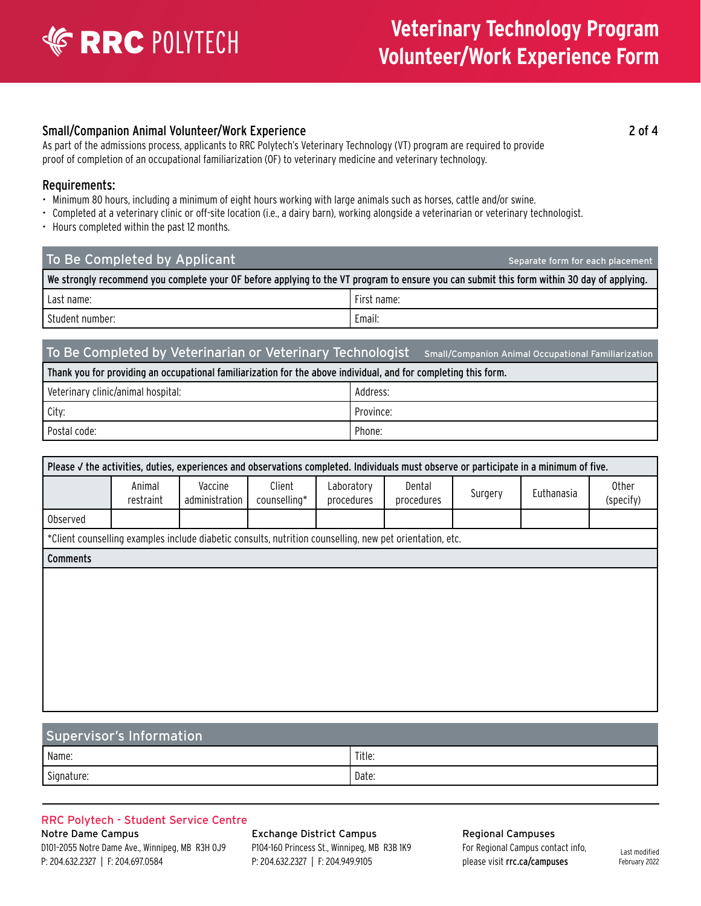# Veterinary Technology Program Volunteer/Work Experience Form

RRC POLYTECH

## Small/Companion Animal Volunteer/Work Experience

As part of the admissions process, applicants to RRC Polytech's Veterinary Technology (VT) program are required to provide proof of completion of an occupational familiarization (OF) to veterinary medicine and veterinary technology.

### Requirements:

- Minimum 80 hours, including a minimum of eight hours working with large animals such as horses, cattle and/or swine.
- Completed at a veterinary clinic or off-site location (i.e., a dairy barn), working alongside a veterinarian or veterinary technologist.
- Hours completed within the past 12 months.

## To Be Completed by Applicant

Separate form for each placement

**We strongly recommend you complete your OF before applying to the VT program to ensure you can submit this form within 30 day of applying.**

| Last name: | First name: |
|---|---|
| Student number: | Email: |

## To Be Completed by Veterinarian or Veterinary Technologist

Small/Companion Animal Occupational Familiarization

**Thank you for providing an occupational familiarization for the above individual, and for completing this form.**

| Veterinary clinic/animal hospital: | Address: |
|---|---|
| City: | Province: |
| Postal code: | Phone: |

**Please √ the activities, duties, experiences and observations completed. Individuals must observe or participate in a minimum of five.**

| | Animal restraint | Vaccine administration | Client counselling* | Laboratory procedures | Dental procedures | Surgery | Euthanasia | Other (specify) |
|---|---|---|---|---|---|---|---|---|
| Observed | | | | | | | | |

*Client counselling examples include diabetic consults, nutrition counselling, new pet orientation, etc.

**Comments**

## Supervisor's Information

| Name: | Title: |
|---|---|
| Signature: | Date: |

**RRC Polytech - Student Service Centre**

**Notre Dame Campus**
D101-2055 Notre Dame Ave., Winnipeg, MB R3H 0J9
P: 204.632.2327 | F: 204.697.0584

**Exchange District Campus**
P104-160 Princess St., Winnipeg, MB R3B 1K9
P: 204.632.2327 | F: 204.949.9105

**Regional Campuses**
For Regional Campus contact info, please visit **rrc.ca/campuses**

Last modified February 2022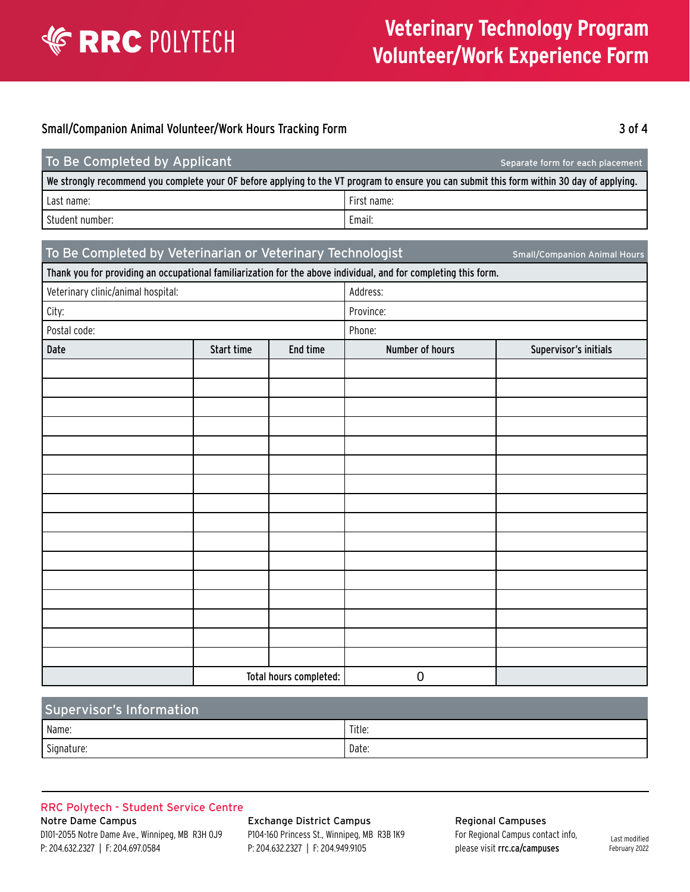# Veterinary Technology Program Volunteer/Work Experience Form

RRC POLYTECH

## Small/Companion Animal Volunteer/Work Hours Tracking Form

### To Be Completed by Applicant

Separate form for each placement

We strongly recommend you complete your OF before applying to the VT program to ensure you can submit this form within 30 day of applying.

| Last name: | First name: |
|---|---|
| Student number: | Email: |

### To Be Completed by Veterinarian or Veterinary Technologist

Small/Companion Animal Hours

Thank you for providing an occupational familiarization for the above individual, and for completing this form.

| Veterinary clinic/animal hospital: | Address: |
|---|---|
| City: | Province: |
| Postal code: | Phone: |

| Date | Start time | End time | Number of hours | Supervisor's initials |
|---|---|---|---|---|
| | | | | |
| | | | | |
| | | | | |
| | | | | |
| | | | | |
| | | | | |
| | | | | |
| | | | | |
| | | | | |
| | | | | |
| | | | | |
| | | | | |
| | | | | |
| | | | | |
| | | | | |
| | | | | |
| | Total hours completed: | | 0 | |

### Supervisor's Information

| Name: | Title: |
|---|---|
| Signature: | Date: |

**RRC Polytech - Student Service Centre**

**Notre Dame Campus**
D101-2055 Notre Dame Ave., Winnipeg, MB R3H 0J9
P: 204.632.2327 | F: 204.697.0584

**Exchange District Campus**
P104-160 Princess St., Winnipeg, MB R3B 1K9
P: 204.632.2327 | F: 204.949.9105

**Regional Campuses**
For Regional Campus contact info, please visit **rrc.ca/campuses**

Last modified February 2022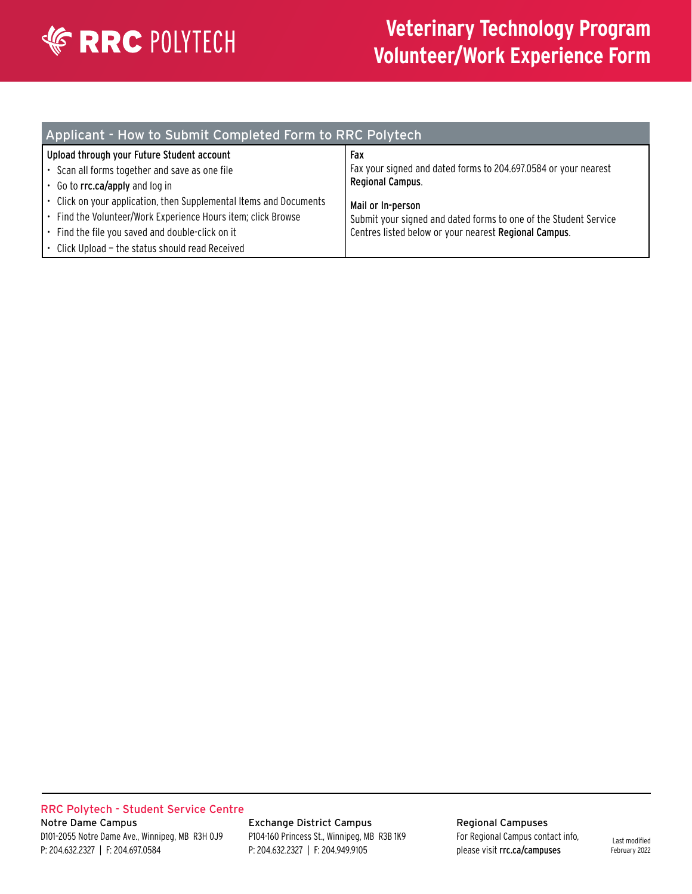# Veterinary Technology Program Volunteer/Work Experience Form

## Applicant - How to Submit Completed Form to RRC Polytech

| | |
|---|---|
| **Upload through your Future Student account**<br>• Scan all forms together and save as one file<br>• Go to **rrc.ca/apply** and log in<br>• Click on your application, then Supplemental Items and Documents<br>• Find the Volunteer/Work Experience Hours item; click Browse<br>• Find the file you saved and double-click on it<br>• Click Upload – the status should read Received | **Fax**<br>Fax your signed and dated forms to 204.697.0584 or your nearest **Regional Campus**.<br><br>**Mail or In-person**<br>Submit your signed and dated forms to one of the Student Service Centres listed below or your nearest **Regional Campus**. |

## RRC Polytech - Student Service Centre

**Notre Dame Campus**
D101-2055 Notre Dame Ave., Winnipeg, MB R3H 0J9
P: 204.632.2327 | F: 204.697.0584

**Exchange District Campus**
P104-160 Princess St., Winnipeg, MB R3B 1K9
P: 204.632.2327 | F: 204.949.9105

**Regional Campuses**
For Regional Campus contact info, please visit **rrc.ca/campuses**

Last modified February 2022